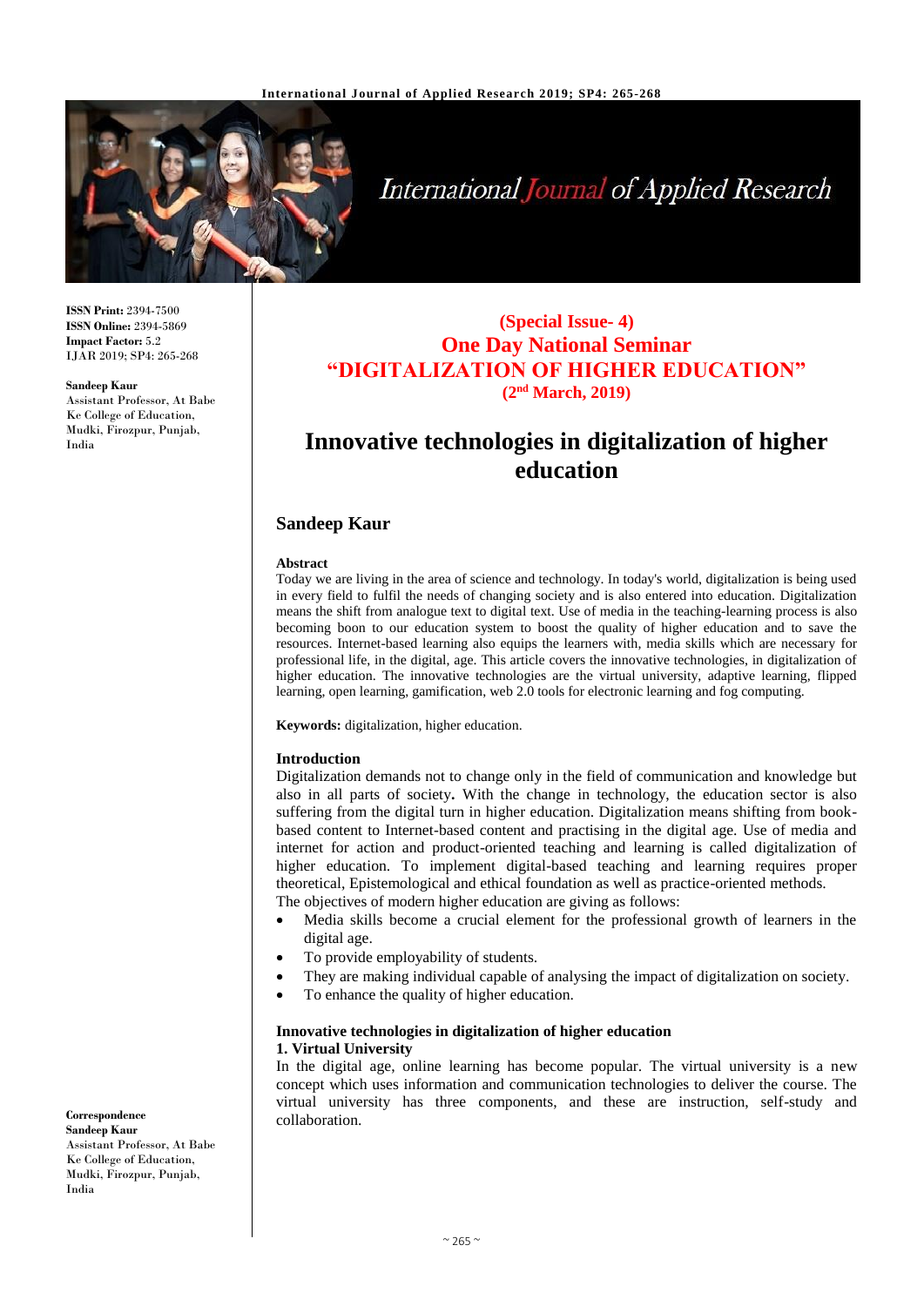ISSN Print: 2394-7500
ISSN Online: 2394-5869
Impact Factor: 5.2
IJAR 2019; SP4: 265-268

**Sandeep Kaur**
Assistant Professor, At Babe Ke College of Education, Mudki, Firozpur, Punjab, India

**Correspondence**
**Sandeep Kaur**
Assistant Professor, At Babe Ke College of Education, Mudki, Firozpur, Punjab, India

**(Special Issue- 4)**
**One Day National Seminar**
**"DIGITALIZATION OF HIGHER EDUCATION"**
**(2nd March, 2019)**

# Innovative technologies in digitalization of higher education

## Sandeep Kaur

**Abstract**
Today we are living in the area of science and technology. In today's world, digitalization is being used in every field to fulfil the needs of changing society and is also entered into education. Digitalization means the shift from analogue text to digital text. Use of media in the teaching-learning process is also becoming boon to our education system to boost the quality of higher education and to save the resources. Internet-based learning also equips the learners with, media skills which are necessary for professional life, in the digital, age. This article covers the innovative technologies, in digitalization of higher education. The innovative technologies are the virtual university, adaptive learning, flipped learning, open learning, gamification, web 2.0 tools for electronic learning and fog computing.

**Keywords:** digitalization, higher education.

**Introduction**
Digitalization demands not to change only in the field of communication and knowledge but also in all parts of society**.** With the change in technology, the education sector is also suffering from the digital turn in higher education. Digitalization means shifting from book-based content to Internet-based content and practising in the digital age. Use of media and internet for action and product-oriented teaching and learning is called digitalization of higher education. To implement digital-based teaching and learning requires proper theoretical, Epistemological and ethical foundation as well as practice-oriented methods.
The objectives of modern higher education are giving as follows:
- Media skills become a crucial element for the professional growth of learners in the digital age.
- To provide employability of students.
- They are making individual capable of analysing the impact of digitalization on society.
- To enhance the quality of higher education.

**Innovative technologies in digitalization of higher education**
**1. Virtual University**
In the digital age, online learning has become popular. The virtual university is a new concept which uses information and communication technologies to deliver the course. The virtual university has three components, and these are instruction, self-study and collaboration.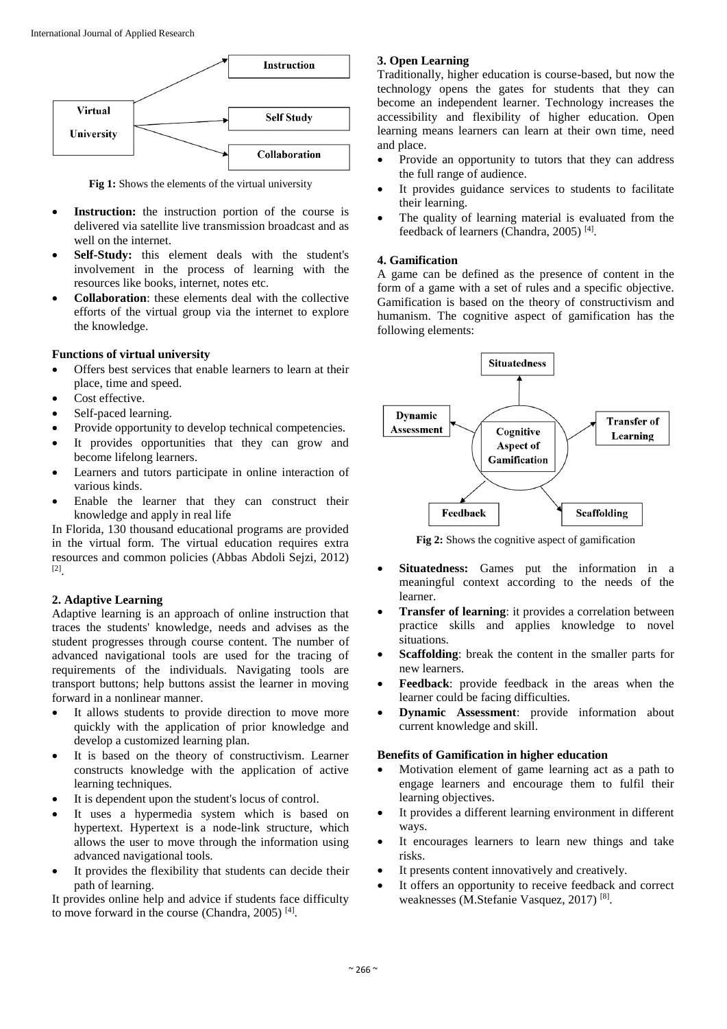Fig 1: Shows the elements of the virtual university

- **Instruction:** the instruction portion of the course is delivered via satellite live transmission broadcast and as well on the internet.
- **Self-Study:** this element deals with the student's involvement in the process of learning with the resources like books, internet, notes etc.
- **Collaboration**: these elements deal with the collective efforts of the virtual group via the internet to explore the knowledge.

**Functions of virtual university**

- Offers best services that enable learners to learn at their place, time and speed.
- Cost effective.
- Self-paced learning.
- Provide opportunity to develop technical competencies.
- It provides opportunities that they can grow and become lifelong learners.
- Learners and tutors participate in online interaction of various kinds.
- Enable the learner that they can construct their knowledge and apply in real life

In Florida, 130 thousand educational programs are provided in the virtual form. The virtual education requires extra resources and common policies (Abbas Abdoli Sejzi, 2012) [2].

### 2. Adaptive Learning

Adaptive learning is an approach of online instruction that traces the students' knowledge, needs and advises as the student progresses through course content. The number of advanced navigational tools are used for the tracing of requirements of the individuals. Navigating tools are transport buttons; help buttons assist the learner in moving forward in a nonlinear manner.

- It allows students to provide direction to move more quickly with the application of prior knowledge and develop a customized learning plan.
- It is based on the theory of constructivism. Learner constructs knowledge with the application of active learning techniques.
- It is dependent upon the student's locus of control.
- It uses a hypermedia system which is based on hypertext. Hypertext is a node-link structure, which allows the user to move through the information using advanced navigational tools.
- It provides the flexibility that students can decide their path of learning.

It provides online help and advice if students face difficulty to move forward in the course (Chandra, 2005) [4].

### 3. Open Learning

Traditionally, higher education is course-based, but now the technology opens the gates for students that they can become an independent learner. Technology increases the accessibility and flexibility of higher education. Open learning means learners can learn at their own time, need and place.

- Provide an opportunity to tutors that they can address the full range of audience.
- It provides guidance services to students to facilitate their learning.
- The quality of learning material is evaluated from the feedback of learners (Chandra, 2005) [4].

### 4. Gamification

A game can be defined as the presence of content in the form of a game with a set of rules and a specific objective. Gamification is based on the theory of constructivism and humanism. The cognitive aspect of gamification has the following elements:

Fig 2: Shows the cognitive aspect of gamification

- **Situatedness:** Games put the information in a meaningful context according to the needs of the learner.
- **Transfer of learning**: it provides a correlation between practice skills and applies knowledge to novel situations.
- **Scaffolding**: break the content in the smaller parts for new learners.
- **Feedback**: provide feedback in the areas when the learner could be facing difficulties.
- **Dynamic Assessment**: provide information about current knowledge and skill.

**Benefits of Gamification in higher education**

- Motivation element of game learning act as a path to engage learners and encourage them to fulfil their learning objectives.
- It provides a different learning environment in different ways.
- It encourages learners to learn new things and take risks.
- It presents content innovatively and creatively.
- It offers an opportunity to receive feedback and correct weaknesses (M.Stefanie Vasquez, 2017) [8].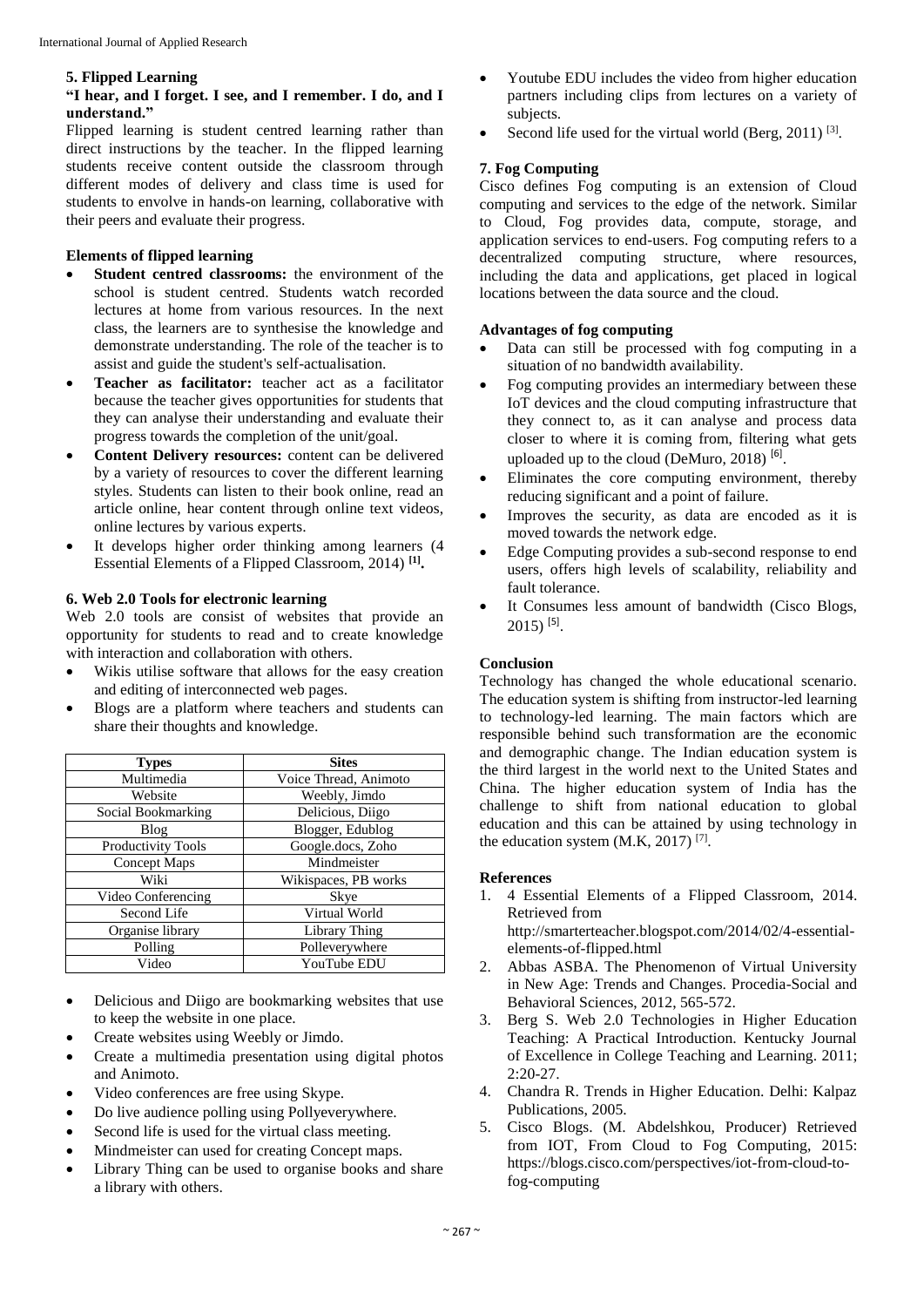## 5. Flipped Learning

**"I hear, and I forget. I see, and I remember. I do, and I understand."**

Flipped learning is student centred learning rather than direct instructions by the teacher. In the flipped learning students receive content outside the classroom through different modes of delivery and class time is used for students to envolve in hands-on learning, collaborative with their peers and evaluate their progress.

### Elements of flipped learning

- **Student centred classrooms:** the environment of the school is student centred. Students watch recorded lectures at home from various resources. In the next class, the learners are to synthesise the knowledge and demonstrate understanding. The role of the teacher is to assist and guide the student's self-actualisation.
- **Teacher as facilitator:** teacher act as a facilitator because the teacher gives opportunities for students that they can analyse their understanding and evaluate their progress towards the completion of the unit/goal.
- **Content Delivery resources:** content can be delivered by a variety of resources to cover the different learning styles. Students can listen to their book online, read an article online, hear content through online text videos, online lectures by various experts.
- It develops higher order thinking among learners (4 Essential Elements of a Flipped Classroom, 2014) **[1].**

## 6. Web 2.0 Tools for electronic learning

Web 2.0 tools are consist of websites that provide an opportunity for students to read and to create knowledge with interaction and collaboration with others.

- Wikis utilise software that allows for the easy creation and editing of interconnected web pages.
- Blogs are a platform where teachers and students can share their thoughts and knowledge.

| Types | Sites |
|---|---|
| Multimedia | Voice Thread, Animoto |
| Website | Weebly, Jimdo |
| Social Bookmarking | Delicious, Diigo |
| Blog | Blogger, Edublog |
| Productivity Tools | Google.docs, Zoho |
| Concept Maps | Mindmeister |
| Wiki | Wikispaces, PB works |
| Video Conferencing | Skye |
| Second Life | Virtual World |
| Organise library | Library Thing |
| Polling | Polleverywhere |
| Video | YouTube EDU |

- Delicious and Diigo are bookmarking websites that use to keep the website in one place.
- Create websites using Weebly or Jimdo.
- Create a multimedia presentation using digital photos and Animoto.
- Video conferences are free using Skype.
- Do live audience polling using Pollyeverywhere.
- Second life is used for the virtual class meeting.
- Mindmeister can used for creating Concept maps.
- Library Thing can be used to organise books and share a library with others.
- Youtube EDU includes the video from higher education partners including clips from lectures on a variety of subjects.
- Second life used for the virtual world (Berg, 2011) [3].

## 7. Fog Computing

Cisco defines Fog computing is an extension of Cloud computing and services to the edge of the network. Similar to Cloud, Fog provides data, compute, storage, and application services to end-users. Fog computing refers to a decentralized computing structure, where resources, including the data and applications, get placed in logical locations between the data source and the cloud.

### Advantages of fog computing

- Data can still be processed with fog computing in a situation of no bandwidth availability.
- Fog computing provides an intermediary between these IoT devices and the cloud computing infrastructure that they connect to, as it can analyse and process data closer to where it is coming from, filtering what gets uploaded up to the cloud (DeMuro, 2018) [6].
- Eliminates the core computing environment, thereby reducing significant and a point of failure.
- Improves the security, as data are encoded as it is moved towards the network edge.
- Edge Computing provides a sub-second response to end users, offers high levels of scalability, reliability and fault tolerance.
- It Consumes less amount of bandwidth (Cisco Blogs, 2015) [5].

## Conclusion

Technology has changed the whole educational scenario. The education system is shifting from instructor-led learning to technology-led learning. The main factors which are responsible behind such transformation are the economic and demographic change. The Indian education system is the third largest in the world next to the United States and China. The higher education system of India has the challenge to shift from national education to global education and this can be attained by using technology in the education system (M.K, 2017) [7].

## References

1. 4 Essential Elements of a Flipped Classroom, 2014. Retrieved from http://smarterteacher.blogspot.com/2014/02/4-essential-elements-of-flipped.html
2. Abbas ASBA. The Phenomenon of Virtual University in New Age: Trends and Changes. Procedia-Social and Behavioral Sciences, 2012, 565-572.
3. Berg S. Web 2.0 Technologies in Higher Education Teaching: A Practical Introduction. Kentucky Journal of Excellence in College Teaching and Learning. 2011; 2:20-27.
4. Chandra R. Trends in Higher Education. Delhi: Kalpaz Publications, 2005.
5. Cisco Blogs. (M. Abdelshkou, Producer) Retrieved from IOT, From Cloud to Fog Computing, 2015: https://blogs.cisco.com/perspectives/iot-from-cloud-to-fog-computing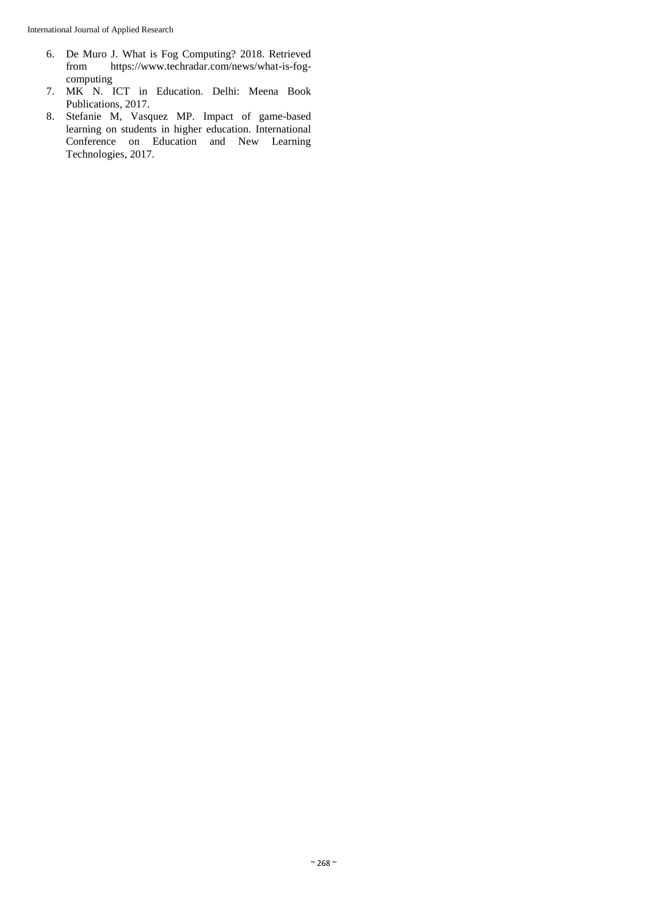6. De Muro J. What is Fog Computing? 2018. Retrieved from https://www.techradar.com/news/what-is-fog-computing
7. MK N. ICT in Education. Delhi: Meena Book Publications, 2017.
8. Stefanie M, Vasquez MP. Impact of game-based learning on students in higher education. International Conference on Education and New Learning Technologies, 2017.